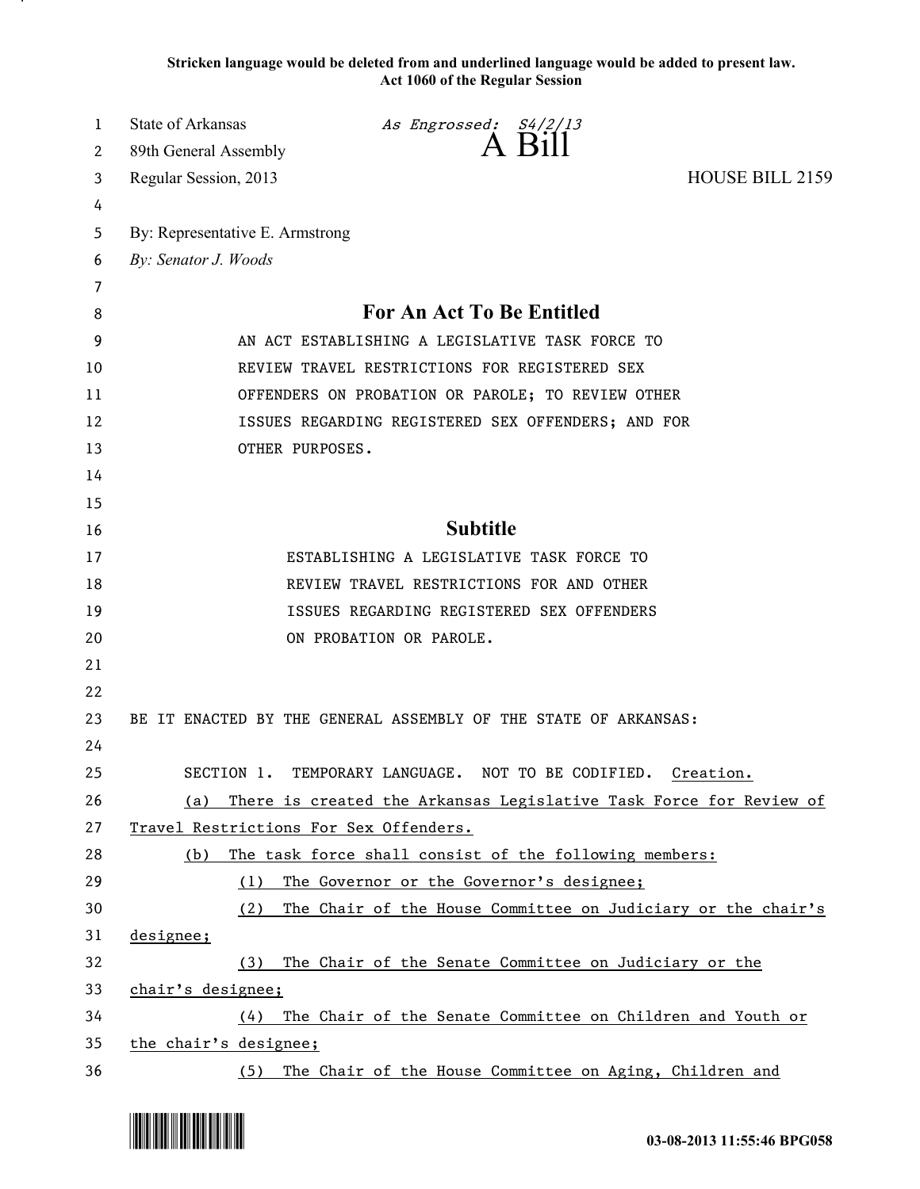**Stricken language would be deleted from and underlined language would be added to present law.**
**Act 1060 of the Regular Session**

State of Arkansas *As Engrossed: S4/2/13*
89th General Assembly **A Bill**
Regular Session, 2013 HOUSE BILL 2159

By: Representative E. Armstrong
*By: Senator J. Woods*

## For An Act To Be Entitled

AN ACT ESTABLISHING A LEGISLATIVE TASK FORCE TO REVIEW TRAVEL RESTRICTIONS FOR REGISTERED SEX OFFENDERS ON PROBATION OR PAROLE; TO REVIEW OTHER ISSUES REGARDING REGISTERED SEX OFFENDERS; AND FOR OTHER PURPOSES.

## Subtitle

ESTABLISHING A LEGISLATIVE TASK FORCE TO REVIEW TRAVEL RESTRICTIONS FOR AND OTHER ISSUES REGARDING REGISTERED SEX OFFENDERS ON PROBATION OR PAROLE.

BE IT ENACTED BY THE GENERAL ASSEMBLY OF THE STATE OF ARKANSAS:

SECTION 1. TEMPORARY LANGUAGE. NOT TO BE CODIFIED. <u>Creation.</u>

<u>(a) There is created the Arkansas Legislative Task Force for Review of Travel Restrictions For Sex Offenders.</u>

<u>(b) The task force shall consist of the following members:</u>

<u>(1) The Governor or the Governor's designee;</u>

<u>(2) The Chair of the House Committee on Judiciary or the chair's designee;</u>

<u>(3) The Chair of the Senate Committee on Judiciary or the chair's designee;</u>

<u>(4) The Chair of the Senate Committee on Children and Youth or the chair's designee;</u>

<u>(5) The Chair of the House Committee on Aging, Children and</u>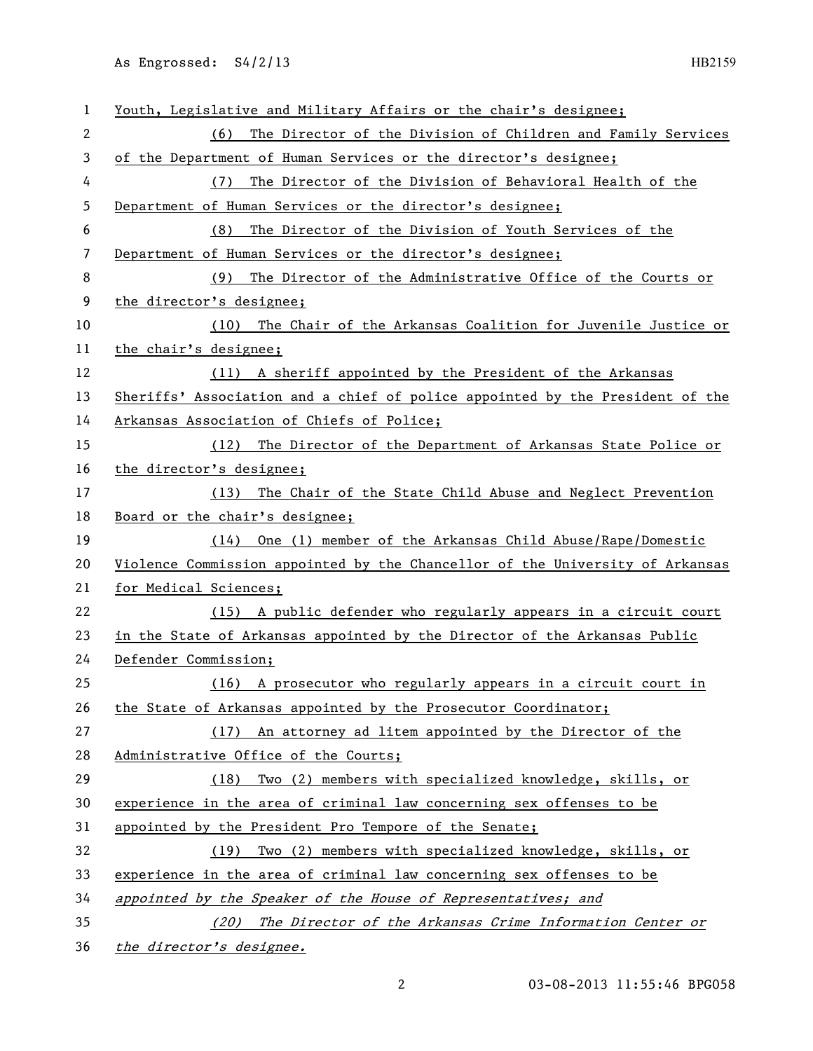Youth, Legislative and Military Affairs or the chair's designee;

(6) The Director of the Division of Children and Family Services of the Department of Human Services or the director's designee;

(7) The Director of the Division of Behavioral Health of the Department of Human Services or the director's designee;

(8) The Director of the Division of Youth Services of the Department of Human Services or the director's designee;

(9) The Director of the Administrative Office of the Courts or the director's designee;

(10) The Chair of the Arkansas Coalition for Juvenile Justice or the chair's designee;

(11) A sheriff appointed by the President of the Arkansas Sheriffs' Association and a chief of police appointed by the President of the Arkansas Association of Chiefs of Police;

(12) The Director of the Department of Arkansas State Police or the director's designee;

(13) The Chair of the State Child Abuse and Neglect Prevention Board or the chair's designee;

(14) One (1) member of the Arkansas Child Abuse/Rape/Domestic Violence Commission appointed by the Chancellor of the University of Arkansas for Medical Sciences;

(15) A public defender who regularly appears in a circuit court in the State of Arkansas appointed by the Director of the Arkansas Public Defender Commission;

(16) A prosecutor who regularly appears in a circuit court in the State of Arkansas appointed by the Prosecutor Coordinator;

(17) An attorney ad litem appointed by the Director of the Administrative Office of the Courts;

(18) Two (2) members with specialized knowledge, skills, or experience in the area of criminal law concerning sex offenses to be appointed by the President Pro Tempore of the Senate;

(19) Two (2) members with specialized knowledge, skills, or experience in the area of criminal law concerning sex offenses to be *appointed by the Speaker of the House of Representatives; and*

*(20) The Director of the Arkansas Crime Information Center or the director's designee.*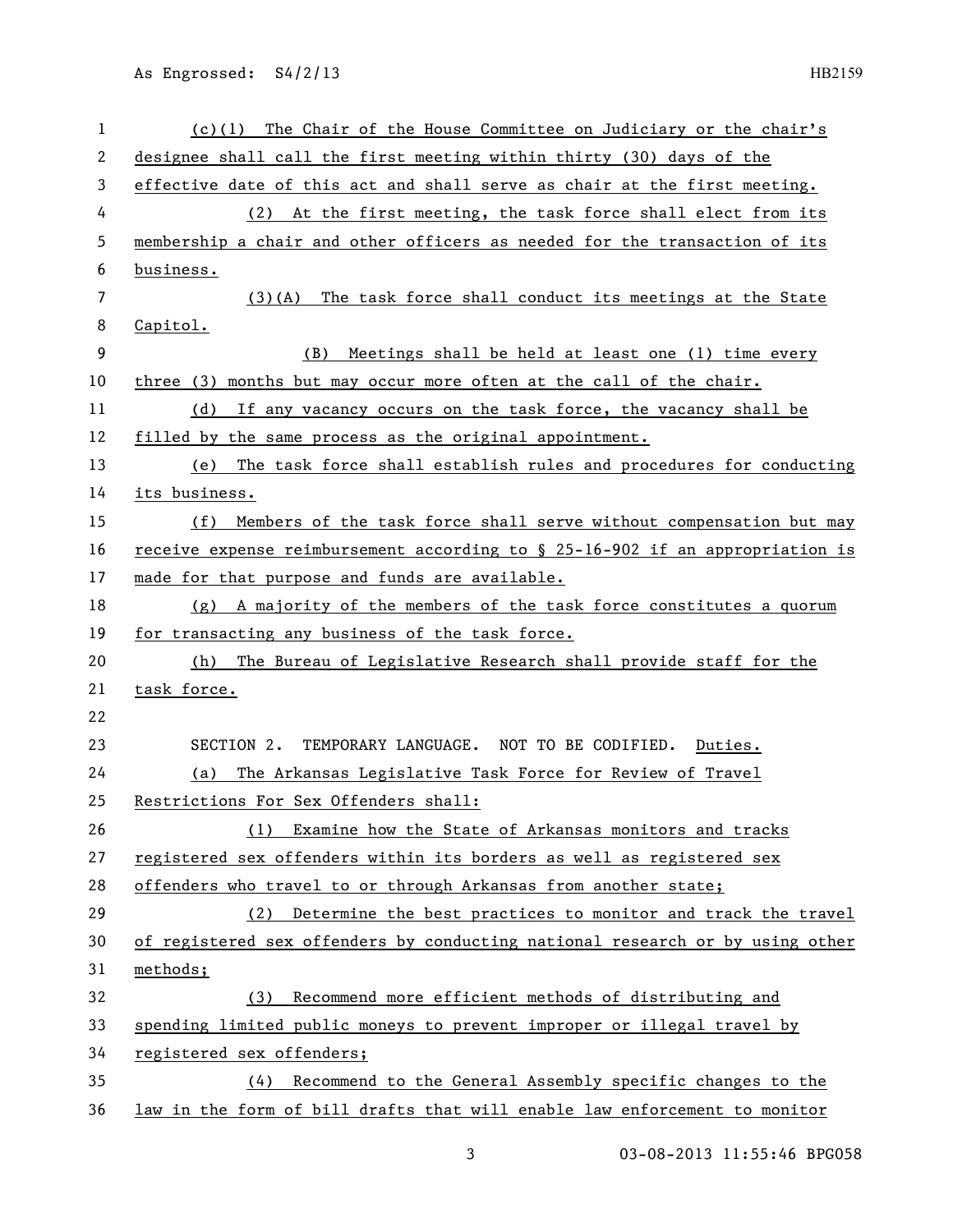(c)(1) The Chair of the House Committee on Judiciary or the chair's designee shall call the first meeting within thirty (30) days of the effective date of this act and shall serve as chair at the first meeting.

(2) At the first meeting, the task force shall elect from its membership a chair and other officers as needed for the transaction of its business.

(3)(A) The task force shall conduct its meetings at the State Capitol.

(B) Meetings shall be held at least one (1) time every three (3) months but may occur more often at the call of the chair.

(d) If any vacancy occurs on the task force, the vacancy shall be filled by the same process as the original appointment.

(e) The task force shall establish rules and procedures for conducting its business.

(f) Members of the task force shall serve without compensation but may receive expense reimbursement according to § 25-16-902 if an appropriation is made for that purpose and funds are available.

(g) A majority of the members of the task force constitutes a quorum for transacting any business of the task force.

(h) The Bureau of Legislative Research shall provide staff for the task force.

SECTION 2. TEMPORARY LANGUAGE. NOT TO BE CODIFIED. Duties.

(a) The Arkansas Legislative Task Force for Review of Travel Restrictions For Sex Offenders shall:

(1) Examine how the State of Arkansas monitors and tracks registered sex offenders within its borders as well as registered sex offenders who travel to or through Arkansas from another state;

(2) Determine the best practices to monitor and track the travel of registered sex offenders by conducting national research or by using other methods;

(3) Recommend more efficient methods of distributing and spending limited public moneys to prevent improper or illegal travel by registered sex offenders;

(4) Recommend to the General Assembly specific changes to the law in the form of bill drafts that will enable law enforcement to monitor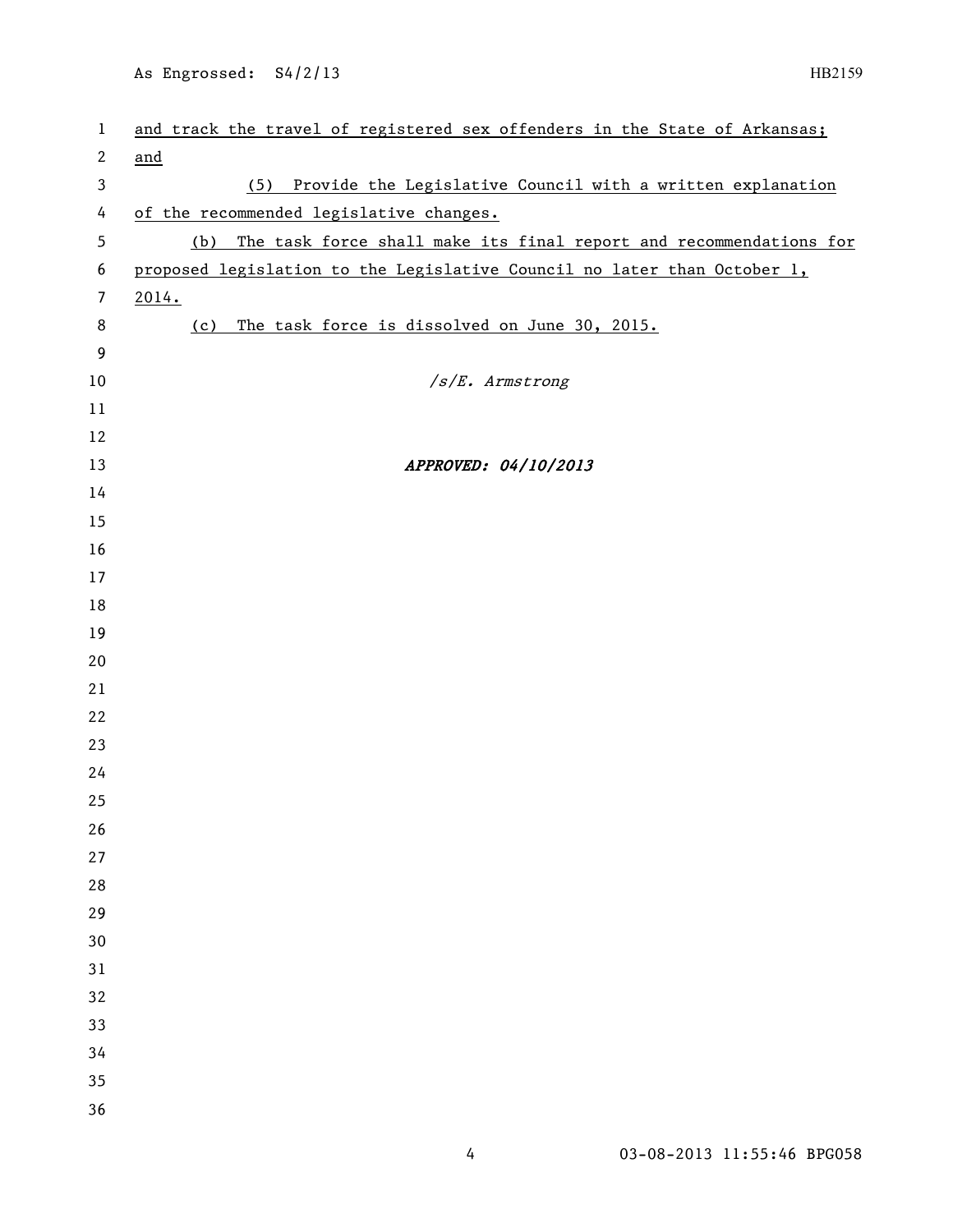and track the travel of registered sex offenders in the State of Arkansas; and

(5) Provide the Legislative Council with a written explanation of the recommended legislative changes.

(b) The task force shall make its final report and recommendations for proposed legislation to the Legislative Council no later than October 1, 2014.

(c) The task force is dissolved on June 30, 2015.

*/s/E. Armstrong*

***APPROVED: 04/10/2013***